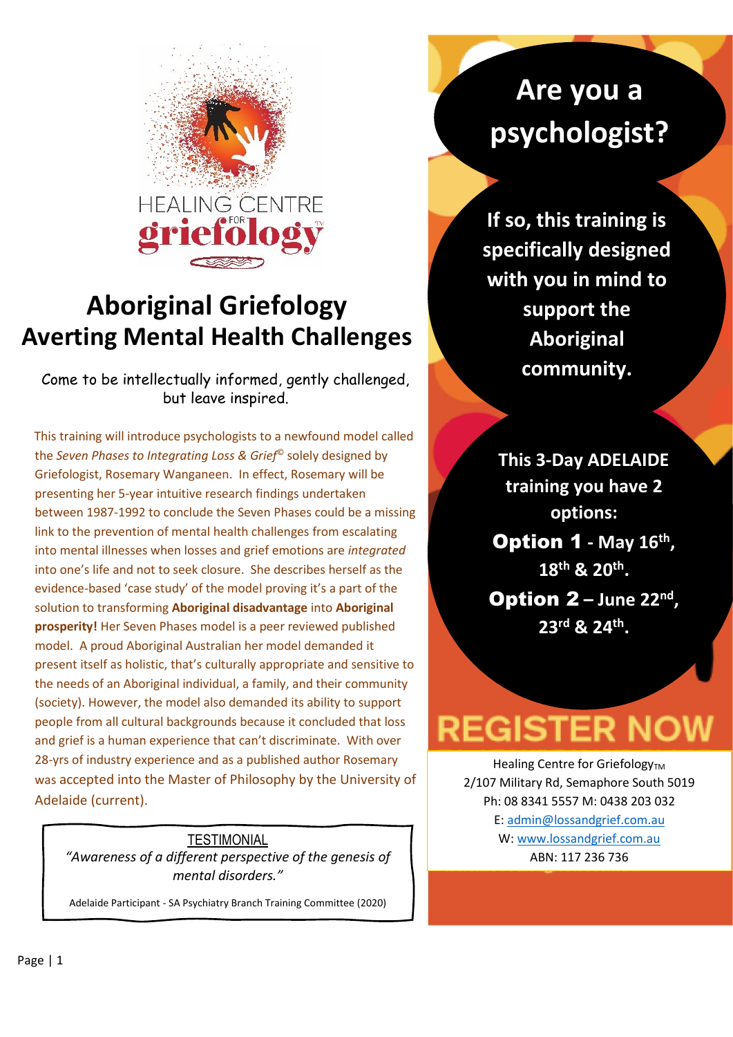HEALING CENTRE FOR griefology™

# Aboriginal Griefology
# Averting Mental Health Challenges

Come to be intellectually informed, gently challenged, but leave inspired.

This training will introduce psychologists to a newfound model called the *Seven Phases to Integrating Loss & Grief*© solely designed by Griefologist, Rosemary Wanganeen. In effect, Rosemary will be presenting her 5-year intuitive research findings undertaken between 1987-1992 to conclude the Seven Phases could be a missing link to the prevention of mental health challenges from escalating into mental illnesses when losses and grief emotions are *integrated* into one's life and not to seek closure. She describes herself as the evidence-based 'case study' of the model proving it's a part of the solution to transforming **Aboriginal disadvantage** into **Aboriginal prosperity!** Her Seven Phases model is a peer reviewed published model. A proud Aboriginal Australian her model demanded it present itself as holistic, that's culturally appropriate and sensitive to the needs of an Aboriginal individual, a family, and their community (society). However, the model also demanded its ability to support people from all cultural backgrounds because it concluded that loss and grief is a human experience that can't discriminate. With over 28-yrs of industry experience and as a published author Rosemary was accepted into the Master of Philosophy by the University of Adelaide (current).

> TESTIMONIAL
>
> *"Awareness of a different perspective of the genesis of mental disorders."*
>
> Adelaide Participant - SA Psychiatry Branch Training Committee (2020)

## Are you a psychologist?

**If so, this training is specifically designed with you in mind to support the Aboriginal community.**

**This 3-Day ADELAIDE training you have 2 options:**

**Option 1 - May 16th, 18th & 20th.**

**Option 2 – June 22nd, 23rd & 24th.**

## REGISTER NOW

Healing Centre for Griefology™
2/107 Military Rd, Semaphore South 5019
Ph: 08 8341 5557 M: 0438 203 032
E: admin@lossandgrief.com.au
W: www.lossandgrief.com.au
ABN: 117 236 736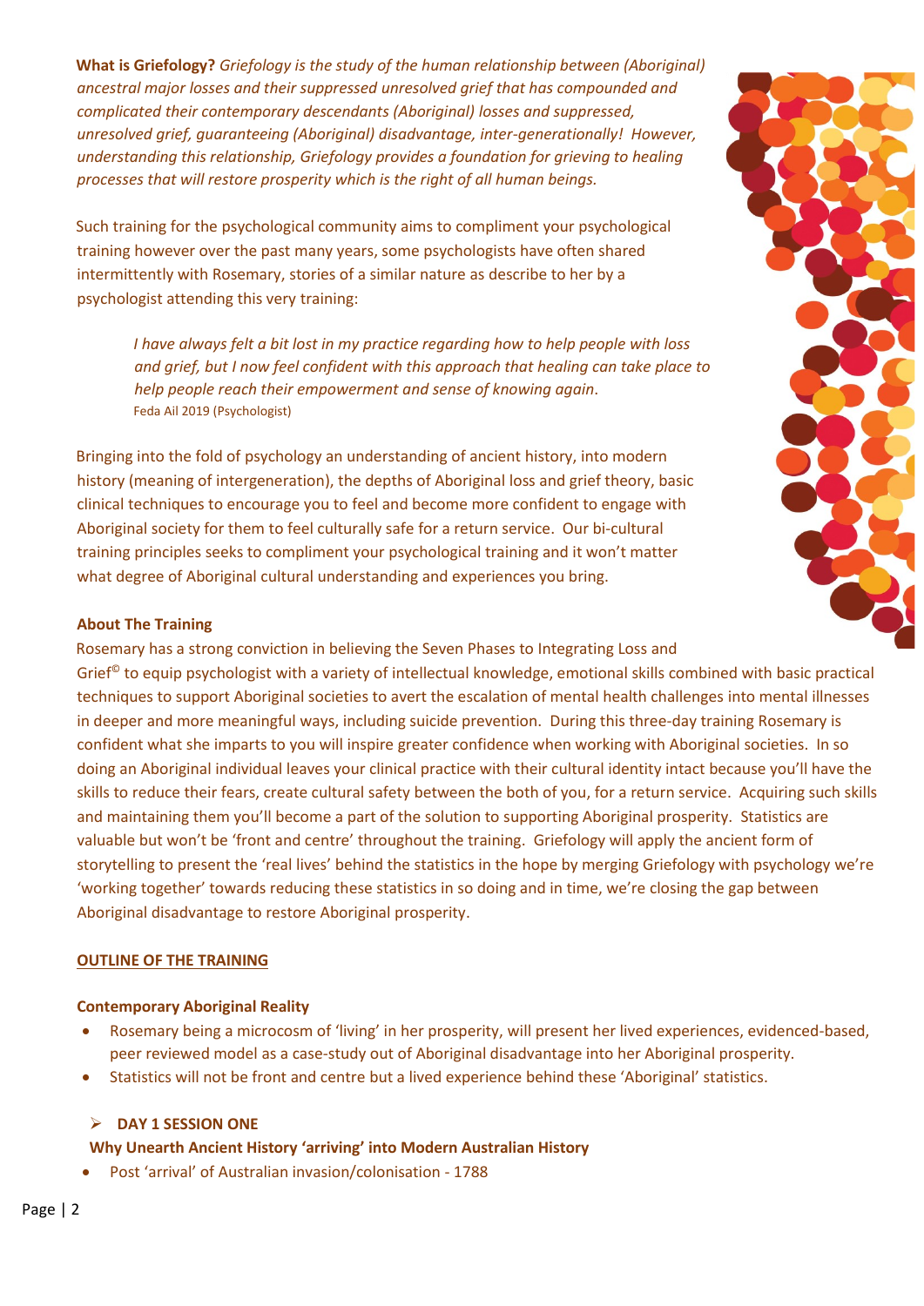**What is Griefology?** *Griefology is the study of the human relationship between (Aboriginal) ancestral major losses and their suppressed unresolved grief that has compounded and complicated their contemporary descendants (Aboriginal) losses and suppressed, unresolved grief, guaranteeing (Aboriginal) disadvantage, inter-generationally! However, understanding this relationship, Griefology provides a foundation for grieving to healing processes that will restore prosperity which is the right of all human beings.*

Such training for the psychological community aims to compliment your psychological training however over the past many years, some psychologists have often shared intermittently with Rosemary, stories of a similar nature as describe to her by a psychologist attending this very training:

> *I have always felt a bit lost in my practice regarding how to help people with loss and grief, but I now feel confident with this approach that healing can take place to help people reach their empowerment and sense of knowing again.*
> Feda Ail 2019 (Psychologist)

Bringing into the fold of psychology an understanding of ancient history, into modern history (meaning of intergeneration), the depths of Aboriginal loss and grief theory, basic clinical techniques to encourage you to feel and become more confident to engage with Aboriginal society for them to feel culturally safe for a return service. Our bi-cultural training principles seeks to compliment your psychological training and it won't matter what degree of Aboriginal cultural understanding and experiences you bring.

**About The Training**

Rosemary has a strong conviction in believing the Seven Phases to Integrating Loss and Grief© to equip psychologist with a variety of intellectual knowledge, emotional skills combined with basic practical techniques to support Aboriginal societies to avert the escalation of mental health challenges into mental illnesses in deeper and more meaningful ways, including suicide prevention. During this three-day training Rosemary is confident what she imparts to you will inspire greater confidence when working with Aboriginal societies. In so doing an Aboriginal individual leaves your clinical practice with their cultural identity intact because you'll have the skills to reduce their fears, create cultural safety between the both of you, for a return service. Acquiring such skills and maintaining them you'll become a part of the solution to supporting Aboriginal prosperity. Statistics are valuable but won't be 'front and centre' throughout the training. Griefology will apply the ancient form of storytelling to present the 'real lives' behind the statistics in the hope by merging Griefology with psychology we're 'working together' towards reducing these statistics in so doing and in time, we're closing the gap between Aboriginal disadvantage to restore Aboriginal prosperity.

## OUTLINE OF THE TRAINING

**Contemporary Aboriginal Reality**

- Rosemary being a microcosm of 'living' in her prosperity, will present her lived experiences, evidenced-based, peer reviewed model as a case-study out of Aboriginal disadvantage into her Aboriginal prosperity.
- Statistics will not be front and centre but a lived experience behind these 'Aboriginal' statistics.

- **DAY 1 SESSION ONE**

**Why Unearth Ancient History 'arriving' into Modern Australian History**

- Post 'arrival' of Australian invasion/colonisation - 1788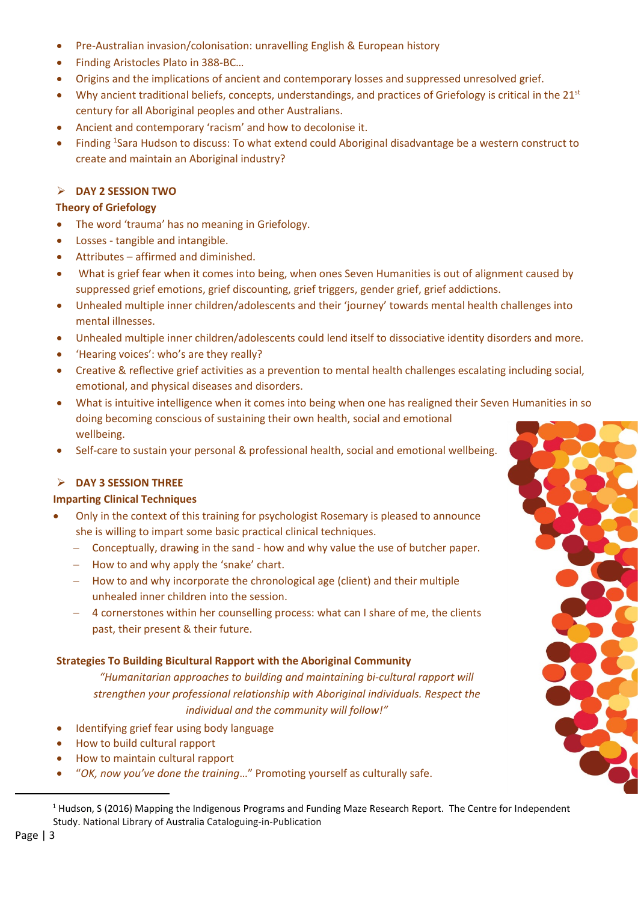- Pre-Australian invasion/colonisation: unravelling English & European history
- Finding Aristocles Plato in 388-BC…
- Origins and the implications of ancient and contemporary losses and suppressed unresolved grief.
- Why ancient traditional beliefs, concepts, understandings, and practices of Griefology is critical in the 21st century for all Aboriginal peoples and other Australians.
- Ancient and contemporary 'racism' and how to decolonise it.
- Finding [1]Sara Hudson to discuss: To what extend could Aboriginal disadvantage be a western construct to create and maintain an Aboriginal industry?

## DAY 2 SESSION TWO

### Theory of Griefology

- The word 'trauma' has no meaning in Griefology.
- Losses - tangible and intangible.
- Attributes – affirmed and diminished.
- What is grief fear when it comes into being, when ones Seven Humanities is out of alignment caused by suppressed grief emotions, grief discounting, grief triggers, gender grief, grief addictions.
- Unhealed multiple inner children/adolescents and their 'journey' towards mental health challenges into mental illnesses.
- Unhealed multiple inner children/adolescents could lend itself to dissociative identity disorders and more.
- 'Hearing voices': who's are they really?
- Creative & reflective grief activities as a prevention to mental health challenges escalating including social, emotional, and physical diseases and disorders.
- What is intuitive intelligence when it comes into being when one has realigned their Seven Humanities in so doing becoming conscious of sustaining their own health, social and emotional wellbeing.
- Self-care to sustain your personal & professional health, social and emotional wellbeing.

## DAY 3 SESSION THREE

### Imparting Clinical Techniques

- Only in the context of this training for psychologist Rosemary is pleased to announce she is willing to impart some basic practical clinical techniques.
  - Conceptually, drawing in the sand - how and why value the use of butcher paper.
  - How to and why apply the 'snake' chart.
  - How to and why incorporate the chronological age (client) and their multiple unhealed inner children into the session.
  - 4 cornerstones within her counselling process: what can I share of me, the clients past, their present & their future.

### Strategies To Building Bicultural Rapport with the Aboriginal Community

*"Humanitarian approaches to building and maintaining bi-cultural rapport will strengthen your professional relationship with Aboriginal individuals. Respect the individual and the community will follow!"*

- Identifying grief fear using body language
- How to build cultural rapport
- How to maintain cultural rapport
- "*OK, now you've done the training…*" Promoting yourself as culturally safe.

---

[1] Hudson, S (2016) Mapping the Indigenous Programs and Funding Maze Research Report. The Centre for Independent Study. National Library of Australia Cataloguing-in-Publication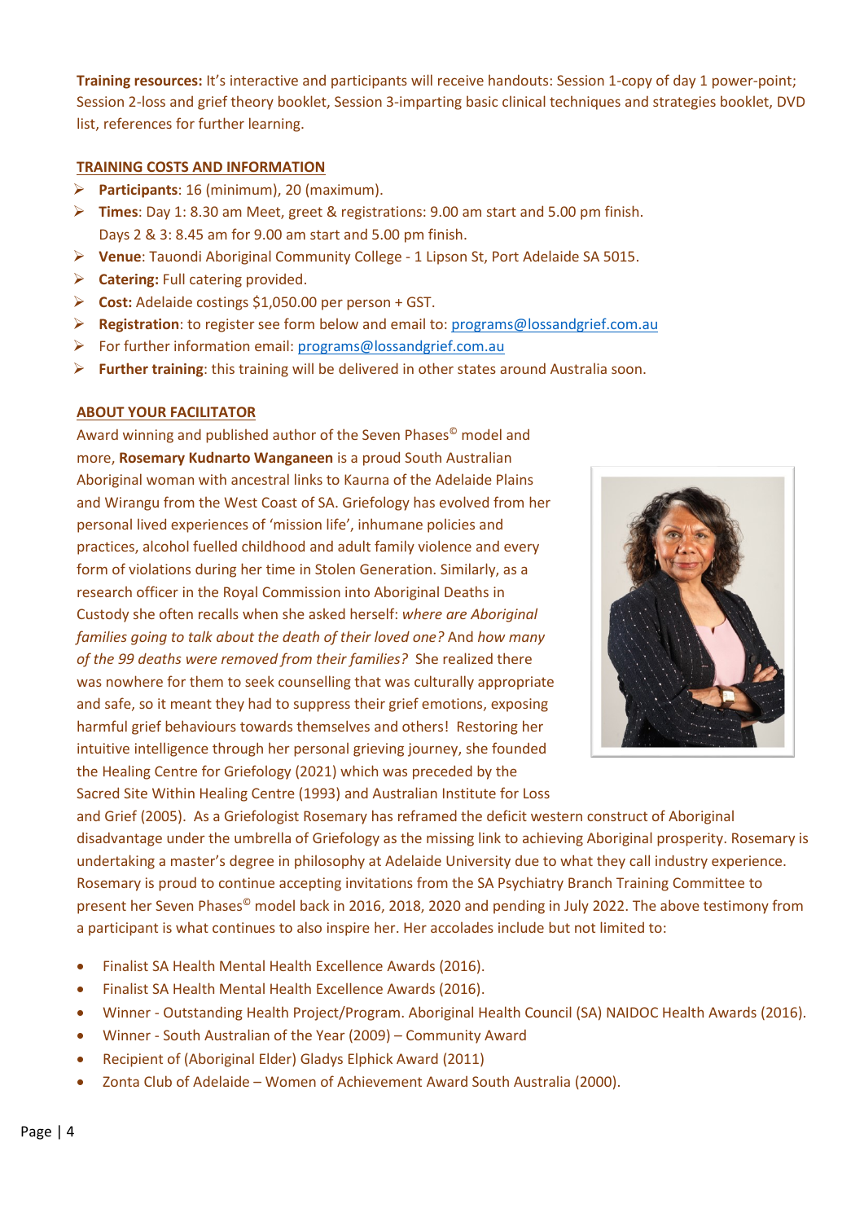**Training resources:** It's interactive and participants will receive handouts: Session 1-copy of day 1 power-point; Session 2-loss and grief theory booklet, Session 3-imparting basic clinical techniques and strategies booklet, DVD list, references for further learning.

## TRAINING COSTS AND INFORMATION

- **Participants**: 16 (minimum), 20 (maximum).
- **Times**: Day 1: 8.30 am Meet, greet & registrations: 9.00 am start and 5.00 pm finish.
  Days 2 & 3: 8.45 am for 9.00 am start and 5.00 pm finish.
- **Venue**: Tauondi Aboriginal Community College - 1 Lipson St, Port Adelaide SA 5015.
- **Catering:** Full catering provided.
- **Cost:** Adelaide costings $1,050.00 per person + GST.
- **Registration**: to register see form below and email to: programs@lossandgrief.com.au
- For further information email: programs@lossandgrief.com.au
- **Further training**: this training will be delivered in other states around Australia soon.

## ABOUT YOUR FACILITATOR

Award winning and published author of the Seven Phases© model and more, **Rosemary Kudnarto Wanganeen** is a proud South Australian Aboriginal woman with ancestral links to Kaurna of the Adelaide Plains and Wirangu from the West Coast of SA. Griefology has evolved from her personal lived experiences of 'mission life', inhumane policies and practices, alcohol fuelled childhood and adult family violence and every form of violations during her time in Stolen Generation. Similarly, as a research officer in the Royal Commission into Aboriginal Deaths in Custody she often recalls when she asked herself: *where are Aboriginal families going to talk about the death of their loved one?* And *how many of the 99 deaths were removed from their families?* She realized there was nowhere for them to seek counselling that was culturally appropriate and safe, so it meant they had to suppress their grief emotions, exposing harmful grief behaviours towards themselves and others! Restoring her intuitive intelligence through her personal grieving journey, she founded the Healing Centre for Griefology (2021) which was preceded by the Sacred Site Within Healing Centre (1993) and Australian Institute for Loss and Grief (2005). As a Griefologist Rosemary has reframed the deficit western construct of Aboriginal disadvantage under the umbrella of Griefology as the missing link to achieving Aboriginal prosperity. Rosemary is undertaking a master's degree in philosophy at Adelaide University due to what they call industry experience. Rosemary is proud to continue accepting invitations from the SA Psychiatry Branch Training Committee to present her Seven Phases© model back in 2016, 2018, 2020 and pending in July 2022. The above testimony from a participant is what continues to also inspire her. Her accolades include but not limited to:

- Finalist SA Health Mental Health Excellence Awards (2016).
- Finalist SA Health Mental Health Excellence Awards (2016).
- Winner - Outstanding Health Project/Program. Aboriginal Health Council (SA) NAIDOC Health Awards (2016).
- Winner - South Australian of the Year (2009) – Community Award
- Recipient of (Aboriginal Elder) Gladys Elphick Award (2011)
- Zonta Club of Adelaide – Women of Achievement Award South Australia (2000).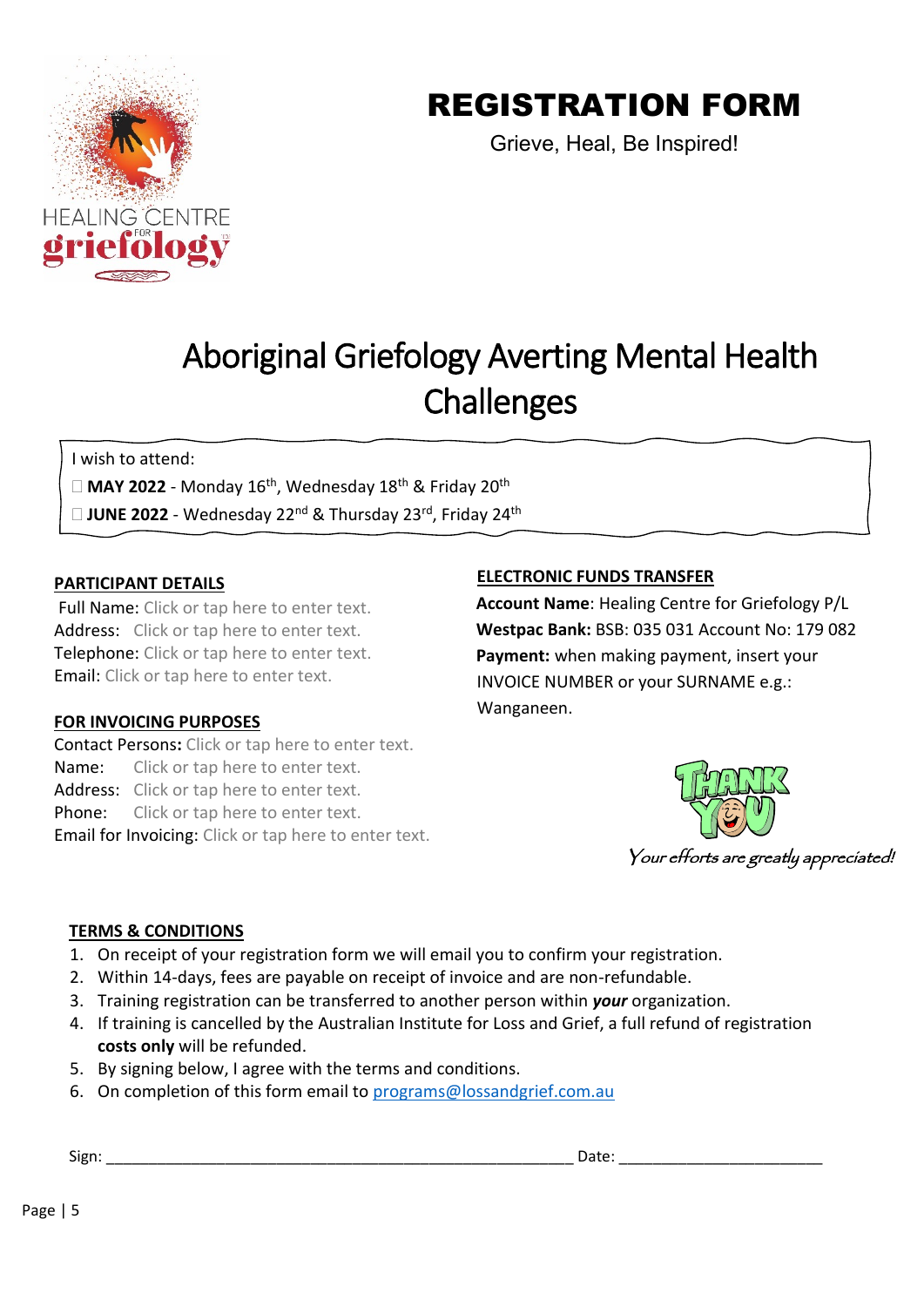# REGISTRATION FORM

Grieve, Heal, Be Inspired!

# Aboriginal Griefology Averting Mental Health Challenges

I wish to attend:

☐ **MAY 2022** - Monday 16th, Wednesday 18th & Friday 20th

☐ **JUNE 2022** - Wednesday 22nd & Thursday 23rd, Friday 24th

**PARTICIPANT DETAILS**

Full Name: Click or tap here to enter text.
Address: Click or tap here to enter text.
Telephone: Click or tap here to enter text.
Email: Click or tap here to enter text.

**FOR INVOICING PURPOSES**

Contact Persons**:** Click or tap here to enter text.
Name: Click or tap here to enter text.
Address: Click or tap here to enter text.
Phone: Click or tap here to enter text.
Email for Invoicing: Click or tap here to enter text.

**ELECTRONIC FUNDS TRANSFER**

**Account Name**: Healing Centre for Griefology P/L
**Westpac Bank:** BSB: 035 031 Account No: 179 082
**Payment:** when making payment, insert your INVOICE NUMBER or your SURNAME e.g.: Wanganeen.

THANK YOU

*Your efforts are greatly appreciated!*

**TERMS & CONDITIONS**

1. On receipt of your registration form we will email you to confirm your registration.
2. Within 14-days, fees are payable on receipt of invoice and are non-refundable.
3. Training registration can be transferred to another person within ***your*** organization.
4. If training is cancelled by the Australian Institute for Loss and Grief, a full refund of registration **costs only** will be refunded.
5. By signing below, I agree with the terms and conditions.
6. On completion of this form email to programs@lossandgrief.com.au

Sign: ________________________________________________ Date: ______________________